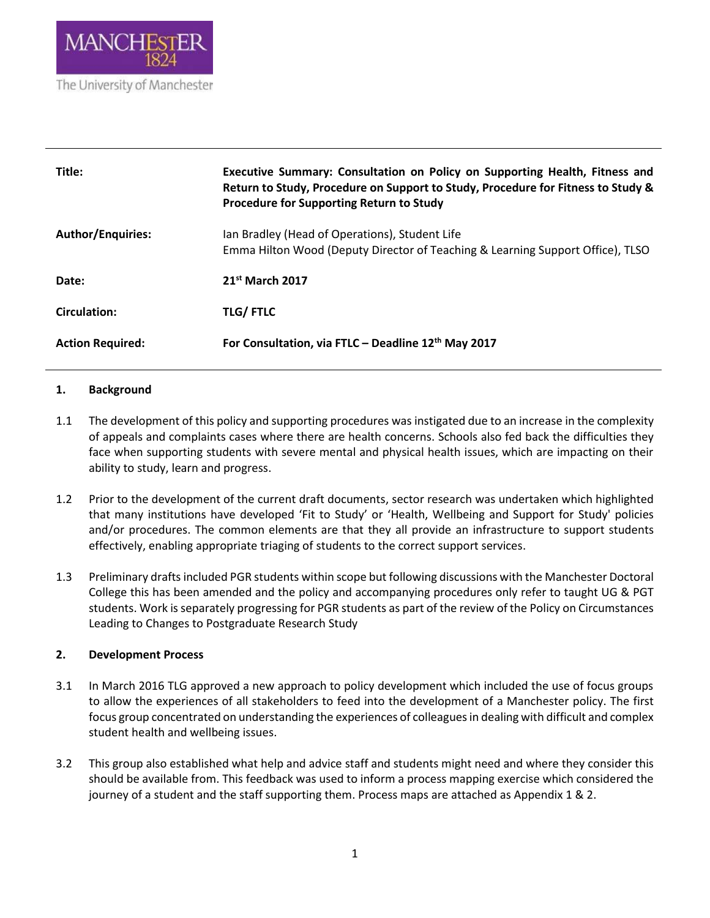MANCHESTER 1824

The University of Manchester

| | |
|---|---|
| **Title:** | **Executive Summary: Consultation on Policy on Supporting Health, Fitness and Return to Study, Procedure on Support to Study, Procedure for Fitness to Study & Procedure for Supporting Return to Study** |
| **Author/Enquiries:** | Ian Bradley (Head of Operations), Student Life<br>Emma Hilton Wood (Deputy Director of Teaching & Learning Support Office), TLSO |
| **Date:** | **21st March 2017** |
| **Circulation:** | **TLG/ FTLC** |
| **Action Required:** | **For Consultation, via FTLC – Deadline 12th May 2017** |

## 1. Background

1.1 The development of this policy and supporting procedures was instigated due to an increase in the complexity of appeals and complaints cases where there are health concerns. Schools also fed back the difficulties they face when supporting students with severe mental and physical health issues, which are impacting on their ability to study, learn and progress.

1.2 Prior to the development of the current draft documents, sector research was undertaken which highlighted that many institutions have developed 'Fit to Study' or 'Health, Wellbeing and Support for Study' policies and/or procedures. The common elements are that they all provide an infrastructure to support students effectively, enabling appropriate triaging of students to the correct support services.

1.3 Preliminary drafts included PGR students within scope but following discussions with the Manchester Doctoral College this has been amended and the policy and accompanying procedures only refer to taught UG & PGT students. Work is separately progressing for PGR students as part of the review of the Policy on Circumstances Leading to Changes to Postgraduate Research Study

## 2. Development Process

3.1 In March 2016 TLG approved a new approach to policy development which included the use of focus groups to allow the experiences of all stakeholders to feed into the development of a Manchester policy. The first focus group concentrated on understanding the experiences of colleagues in dealing with difficult and complex student health and wellbeing issues.

3.2 This group also established what help and advice staff and students might need and where they consider this should be available from. This feedback was used to inform a process mapping exercise which considered the journey of a student and the staff supporting them. Process maps are attached as Appendix 1 & 2.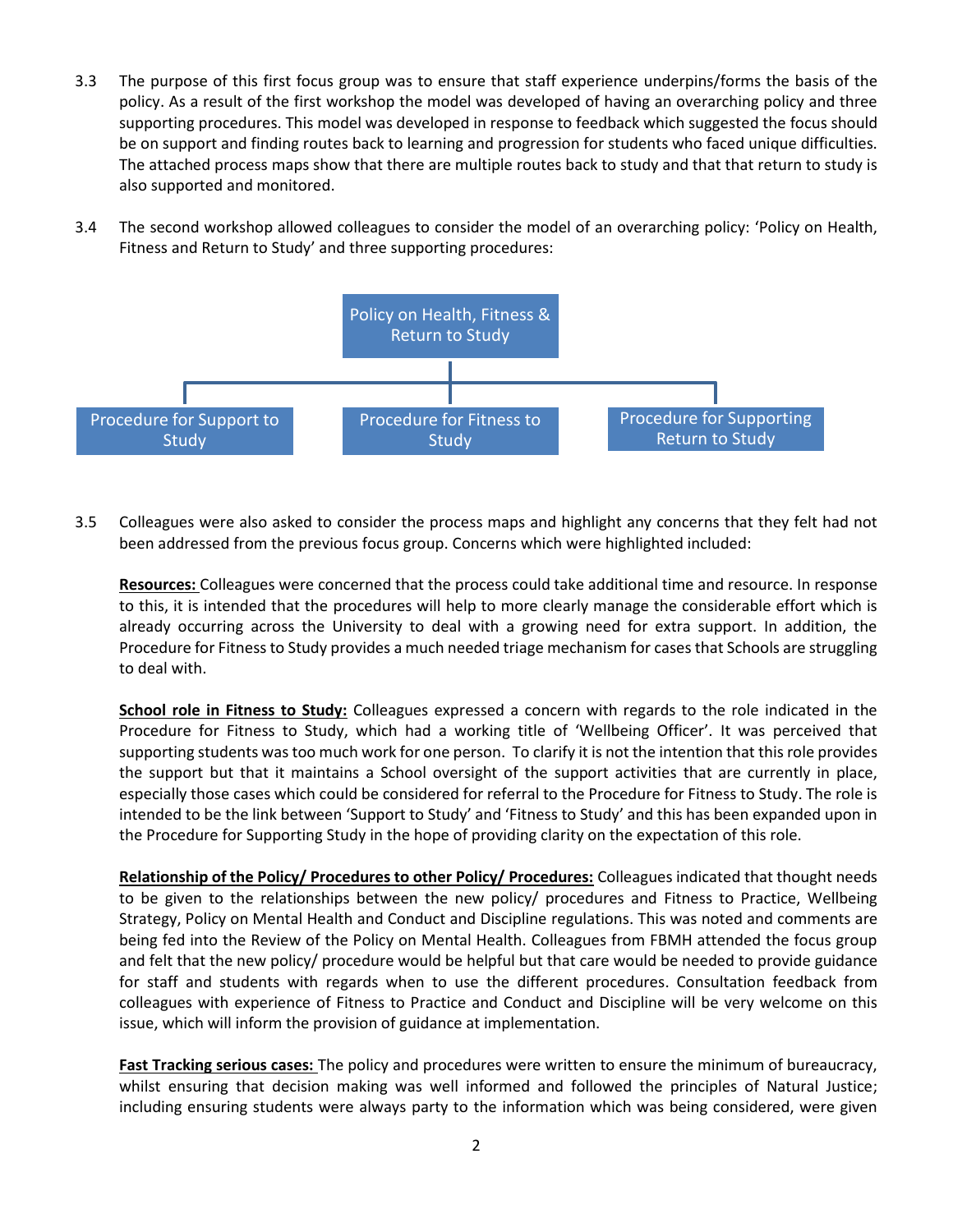3.3 The purpose of this first focus group was to ensure that staff experience underpins/forms the basis of the policy. As a result of the first workshop the model was developed of having an overarching policy and three supporting procedures. This model was developed in response to feedback which suggested the focus should be on support and finding routes back to learning and progression for students who faced unique difficulties. The attached process maps show that there are multiple routes back to study and that that return to study is also supported and monitored.

3.4 The second workshop allowed colleagues to consider the model of an overarching policy: 'Policy on Health, Fitness and Return to Study' and three supporting procedures:

- Policy on Health, Fitness & Return to Study
  - Procedure for Support to Study
  - Procedure for Fitness to Study
  - Procedure for Supporting Return to Study

3.5 Colleagues were also asked to consider the process maps and highlight any concerns that they felt had not been addressed from the previous focus group. Concerns which were highlighted included:

**Resources:** Colleagues were concerned that the process could take additional time and resource. In response to this, it is intended that the procedures will help to more clearly manage the considerable effort which is already occurring across the University to deal with a growing need for extra support. In addition, the Procedure for Fitness to Study provides a much needed triage mechanism for cases that Schools are struggling to deal with.

**School role in Fitness to Study:** Colleagues expressed a concern with regards to the role indicated in the Procedure for Fitness to Study, which had a working title of 'Wellbeing Officer'. It was perceived that supporting students was too much work for one person. To clarify it is not the intention that this role provides the support but that it maintains a School oversight of the support activities that are currently in place, especially those cases which could be considered for referral to the Procedure for Fitness to Study. The role is intended to be the link between 'Support to Study' and 'Fitness to Study' and this has been expanded upon in the Procedure for Supporting Study in the hope of providing clarity on the expectation of this role.

**Relationship of the Policy/ Procedures to other Policy/ Procedures:** Colleagues indicated that thought needs to be given to the relationships between the new policy/ procedures and Fitness to Practice, Wellbeing Strategy, Policy on Mental Health and Conduct and Discipline regulations. This was noted and comments are being fed into the Review of the Policy on Mental Health. Colleagues from FBMH attended the focus group and felt that the new policy/ procedure would be helpful but that care would be needed to provide guidance for staff and students with regards when to use the different procedures. Consultation feedback from colleagues with experience of Fitness to Practice and Conduct and Discipline will be very welcome on this issue, which will inform the provision of guidance at implementation.

**Fast Tracking serious cases:** The policy and procedures were written to ensure the minimum of bureaucracy, whilst ensuring that decision making was well informed and followed the principles of Natural Justice; including ensuring students were always party to the information which was being considered, were given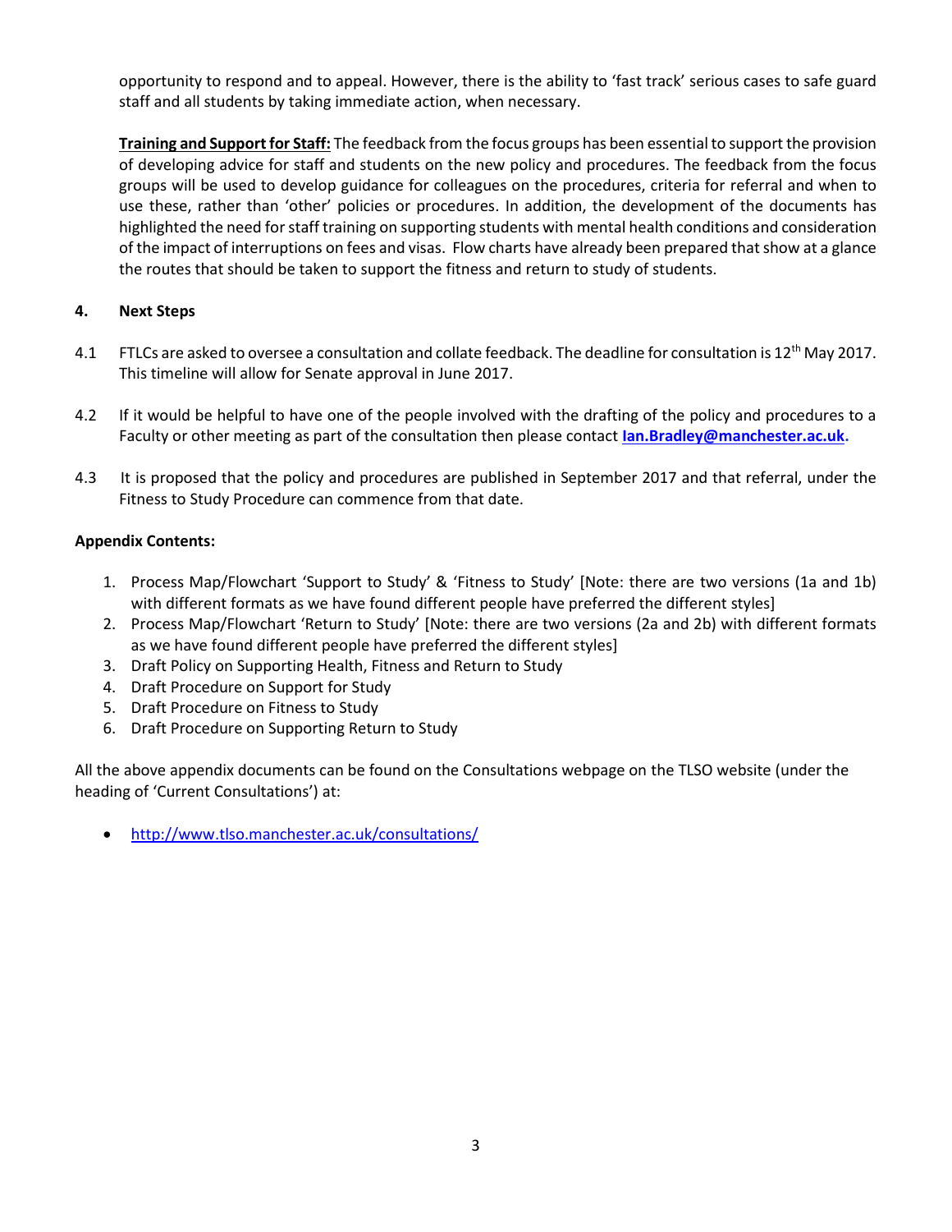opportunity to respond and to appeal. However, there is the ability to 'fast track' serious cases to safe guard staff and all students by taking immediate action, when necessary.

**Training and Support for Staff:** The feedback from the focus groups has been essential to support the provision of developing advice for staff and students on the new policy and procedures. The feedback from the focus groups will be used to develop guidance for colleagues on the procedures, criteria for referral and when to use these, rather than 'other' policies or procedures. In addition, the development of the documents has highlighted the need for staff training on supporting students with mental health conditions and consideration of the impact of interruptions on fees and visas. Flow charts have already been prepared that show at a glance the routes that should be taken to support the fitness and return to study of students.

## 4. Next Steps

4.1 FTLCs are asked to oversee a consultation and collate feedback. The deadline for consultation is 12th May 2017. This timeline will allow for Senate approval in June 2017.

4.2 If it would be helpful to have one of the people involved with the drafting of the policy and procedures to a Faculty or other meeting as part of the consultation then please contact **Ian.Bradley@manchester.ac.uk.**

4.3 It is proposed that the policy and procedures are published in September 2017 and that referral, under the Fitness to Study Procedure can commence from that date.

**Appendix Contents:**

1. Process Map/Flowchart 'Support to Study' & 'Fitness to Study' [Note: there are two versions (1a and 1b) with different formats as we have found different people have preferred the different styles]
2. Process Map/Flowchart 'Return to Study' [Note: there are two versions (2a and 2b) with different formats as we have found different people have preferred the different styles]
3. Draft Policy on Supporting Health, Fitness and Return to Study
4. Draft Procedure on Support for Study
5. Draft Procedure on Fitness to Study
6. Draft Procedure on Supporting Return to Study

All the above appendix documents can be found on the Consultations webpage on the TLSO website (under the heading of 'Current Consultations') at:

- http://www.tlso.manchester.ac.uk/consultations/